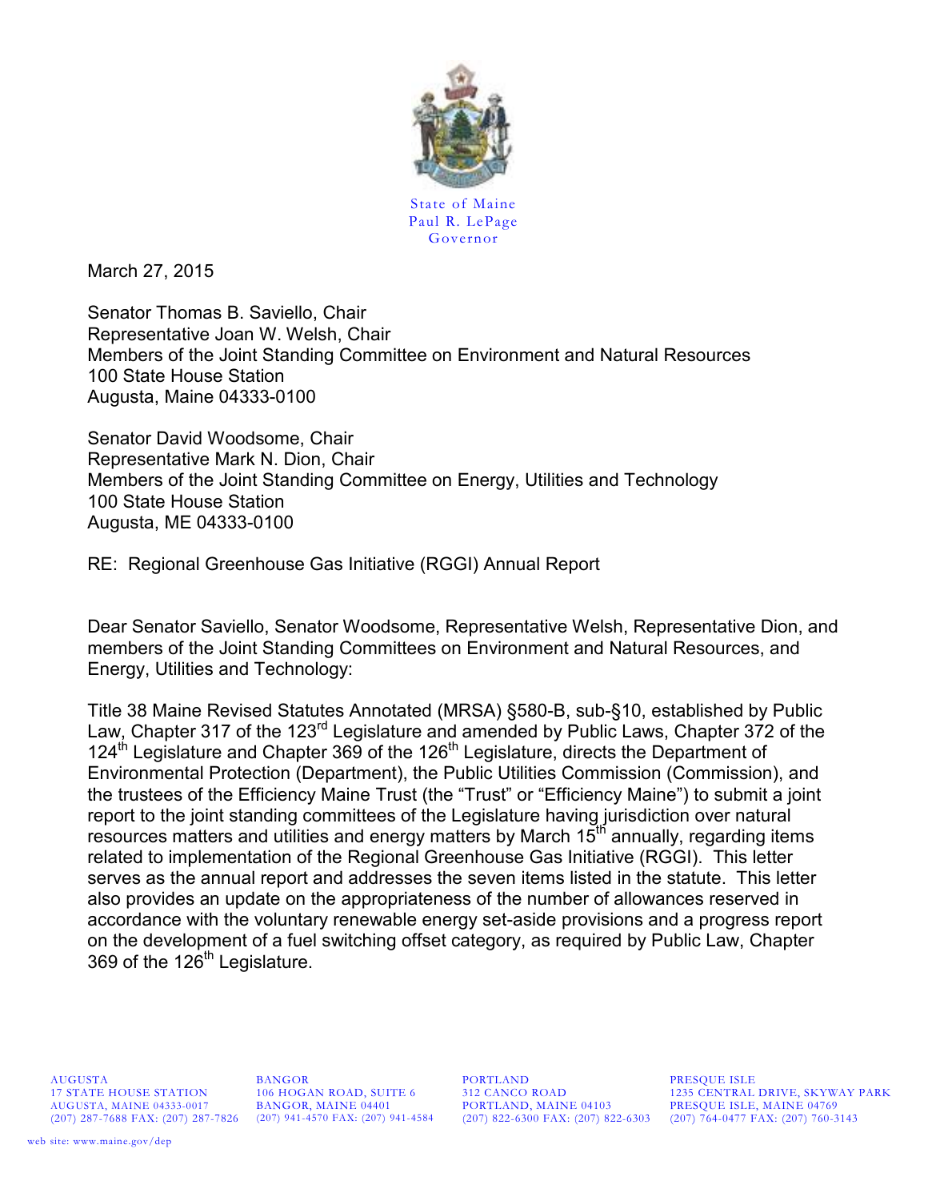State of Maine
Paul R. LePage
Governor

March 27, 2015

Senator Thomas B. Saviello, Chair
Representative Joan W. Welsh, Chair
Members of the Joint Standing Committee on Environment and Natural Resources
100 State House Station
Augusta, Maine 04333-0100

Senator David Woodsome, Chair
Representative Mark N. Dion, Chair
Members of the Joint Standing Committee on Energy, Utilities and Technology
100 State House Station
Augusta, ME 04333-0100

RE: Regional Greenhouse Gas Initiative (RGGI) Annual Report

Dear Senator Saviello, Senator Woodsome, Representative Welsh, Representative Dion, and members of the Joint Standing Committees on Environment and Natural Resources, and Energy, Utilities and Technology:

Title 38 Maine Revised Statutes Annotated (MRSA) §580-B, sub-§10, established by Public Law, Chapter 317 of the 123rd Legislature and amended by Public Laws, Chapter 372 of the 124th Legislature and Chapter 369 of the 126th Legislature, directs the Department of Environmental Protection (Department), the Public Utilities Commission (Commission), and the trustees of the Efficiency Maine Trust (the "Trust" or "Efficiency Maine") to submit a joint report to the joint standing committees of the Legislature having jurisdiction over natural resources matters and utilities and energy matters by March 15th annually, regarding items related to implementation of the Regional Greenhouse Gas Initiative (RGGI). This letter serves as the annual report and addresses the seven items listed in the statute. This letter also provides an update on the appropriateness of the number of allowances reserved in accordance with the voluntary renewable energy set-aside provisions and a progress report on the development of a fuel switching offset category, as required by Public Law, Chapter 369 of the 126th Legislature.

AUGUSTA
17 STATE HOUSE STATION
AUGUSTA, MAINE 04333-0017
(207) 287-7688 FAX: (207) 287-7826

BANGOR
106 HOGAN ROAD, SUITE 6
BANGOR, MAINE 04401
(207) 941-4570 FAX: (207) 941-4584

PORTLAND
312 CANCO ROAD
PORTLAND, MAINE 04103
(207) 822-6300 FAX: (207) 822-6303

PRESQUE ISLE
1235 CENTRAL DRIVE, SKYWAY PARK
PRESQUE ISLE, MAINE 04769
(207) 764-0477 FAX: (207) 760-3143

web site: www.maine.gov/dep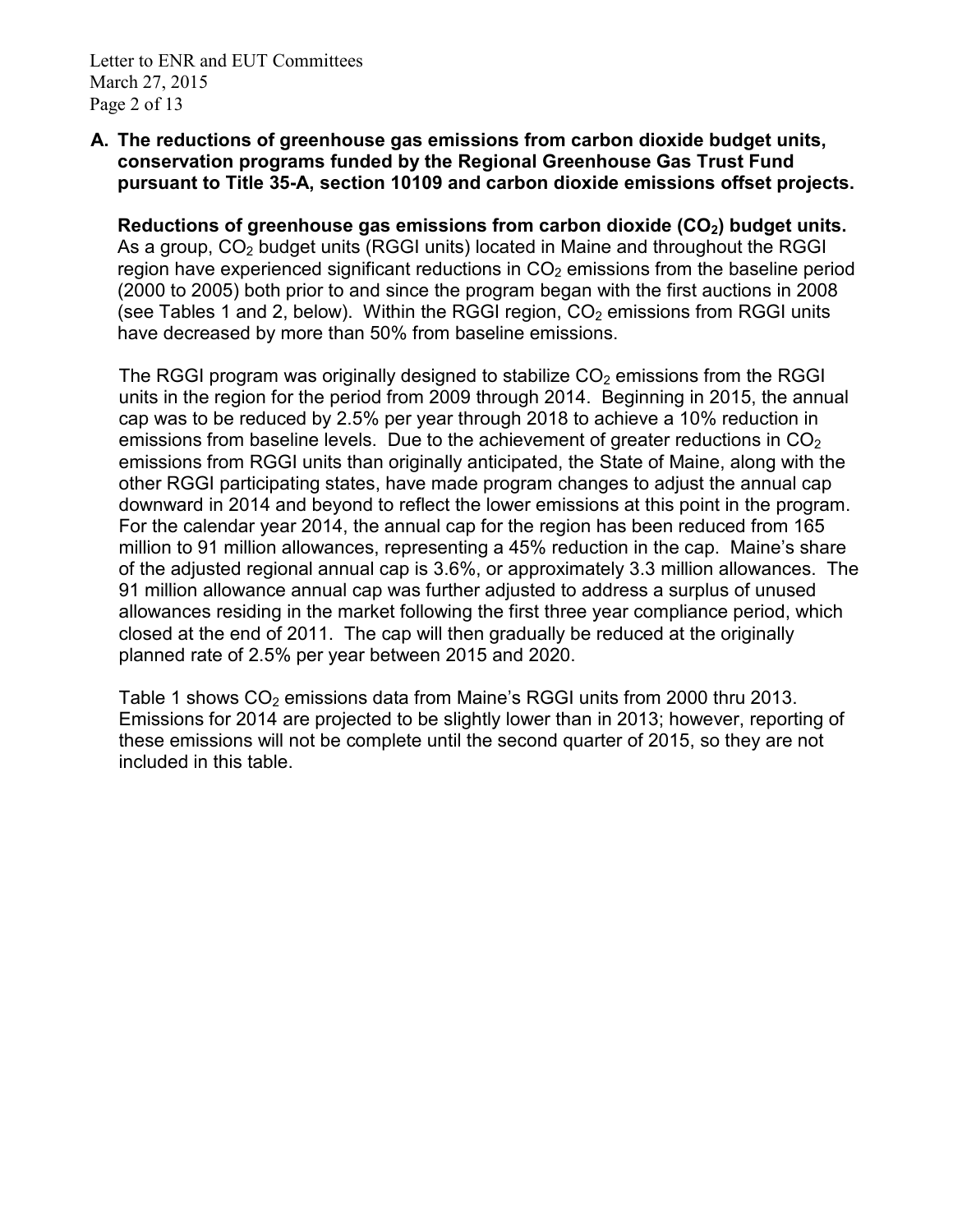**A. The reductions of greenhouse gas emissions from carbon dioxide budget units, conservation programs funded by the Regional Greenhouse Gas Trust Fund pursuant to Title 35-A, section 10109 and carbon dioxide emissions offset projects.**

**Reductions of greenhouse gas emissions from carbon dioxide ($CO_2$) budget units.** As a group, $CO_2$ budget units (RGGI units) located in Maine and throughout the RGGI region have experienced significant reductions in $CO_2$ emissions from the baseline period (2000 to 2005) both prior to and since the program began with the first auctions in 2008 (see Tables 1 and 2, below). Within the RGGI region, $CO_2$ emissions from RGGI units have decreased by more than 50% from baseline emissions.

The RGGI program was originally designed to stabilize $CO_2$ emissions from the RGGI units in the region for the period from 2009 through 2014. Beginning in 2015, the annual cap was to be reduced by 2.5% per year through 2018 to achieve a 10% reduction in emissions from baseline levels. Due to the achievement of greater reductions in $CO_2$ emissions from RGGI units than originally anticipated, the State of Maine, along with the other RGGI participating states, have made program changes to adjust the annual cap downward in 2014 and beyond to reflect the lower emissions at this point in the program. For the calendar year 2014, the annual cap for the region has been reduced from 165 million to 91 million allowances, representing a 45% reduction in the cap. Maine's share of the adjusted regional annual cap is 3.6%, or approximately 3.3 million allowances. The 91 million allowance annual cap was further adjusted to address a surplus of unused allowances residing in the market following the first three year compliance period, which closed at the end of 2011. The cap will then gradually be reduced at the originally planned rate of 2.5% per year between 2015 and 2020.

Table 1 shows $CO_2$ emissions data from Maine's RGGI units from 2000 thru 2013. Emissions for 2014 are projected to be slightly lower than in 2013; however, reporting of these emissions will not be complete until the second quarter of 2015, so they are not included in this table.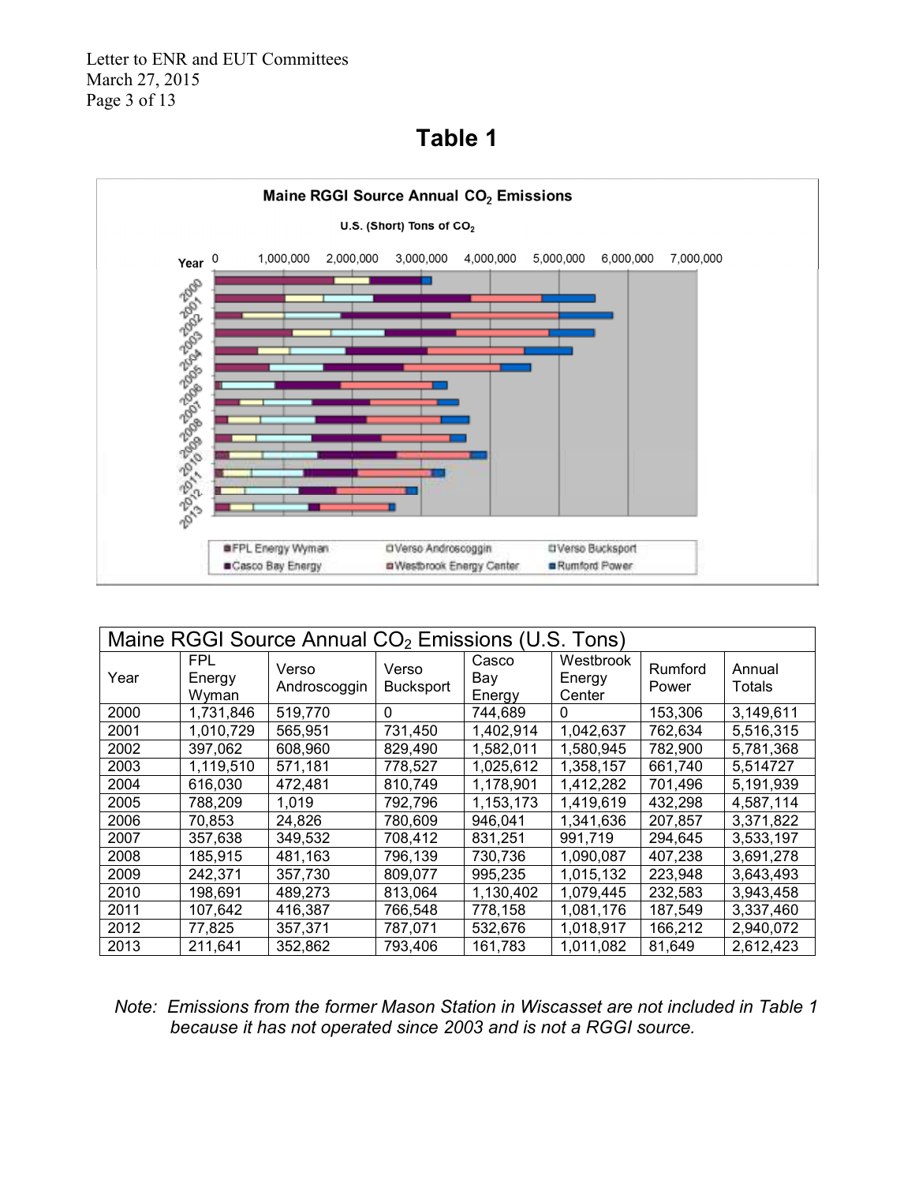## Table 1

Maine RGGI Source Annual $CO_2$ Emissions

U.S. (Short) Tons of $CO_2$

| Maine RGGI Source Annual $CO_2$ Emissions (U.S. Tons) | | | | | | | |
|---|---|---|---|---|---|---|---|
| Year | FPL Energy Wyman | Verso Androscoggin | Verso Bucksport | Casco Bay Energy | Westbrook Energy Center | Rumford Power | Annual Totals |
| 2000 | 1,731,846 | 519,770 | 0 | 744,689 | 0 | 153,306 | 3,149,611 |
| 2001 | 1,010,729 | 565,951 | 731,450 | 1,402,914 | 1,042,637 | 762,634 | 5,516,315 |
| 2002 | 397,062 | 608,960 | 829,490 | 1,582,011 | 1,580,945 | 782,900 | 5,781,368 |
| 2003 | 1,119,510 | 571,181 | 778,527 | 1,025,612 | 1,358,157 | 661,740 | 5,514727 |
| 2004 | 616,030 | 472,481 | 810,749 | 1,178,901 | 1,412,282 | 701,496 | 5,191,939 |
| 2005 | 788,209 | 1,019 | 792,796 | 1,153,173 | 1,419,619 | 432,298 | 4,587,114 |
| 2006 | 70,853 | 24,826 | 780,609 | 946,041 | 1,341,636 | 207,857 | 3,371,822 |
| 2007 | 357,638 | 349,532 | 708,412 | 831,251 | 991,719 | 294,645 | 3,533,197 |
| 2008 | 185,915 | 481,163 | 796,139 | 730,736 | 1,090,087 | 407,238 | 3,691,278 |
| 2009 | 242,371 | 357,730 | 809,077 | 995,235 | 1,015,132 | 223,948 | 3,643,493 |
| 2010 | 198,691 | 489,273 | 813,064 | 1,130,402 | 1,079,445 | 232,583 | 3,943,458 |
| 2011 | 107,642 | 416,387 | 766,548 | 778,158 | 1,081,176 | 187,549 | 3,337,460 |
| 2012 | 77,825 | 357,371 | 787,071 | 532,676 | 1,018,917 | 166,212 | 2,940,072 |
| 2013 | 211,641 | 352,862 | 793,406 | 161,783 | 1,011,082 | 81,649 | 2,612,423 |

*Note: Emissions from the former Mason Station in Wiscasset are not included in Table 1 because it has not operated since 2003 and is not a RGGI source.*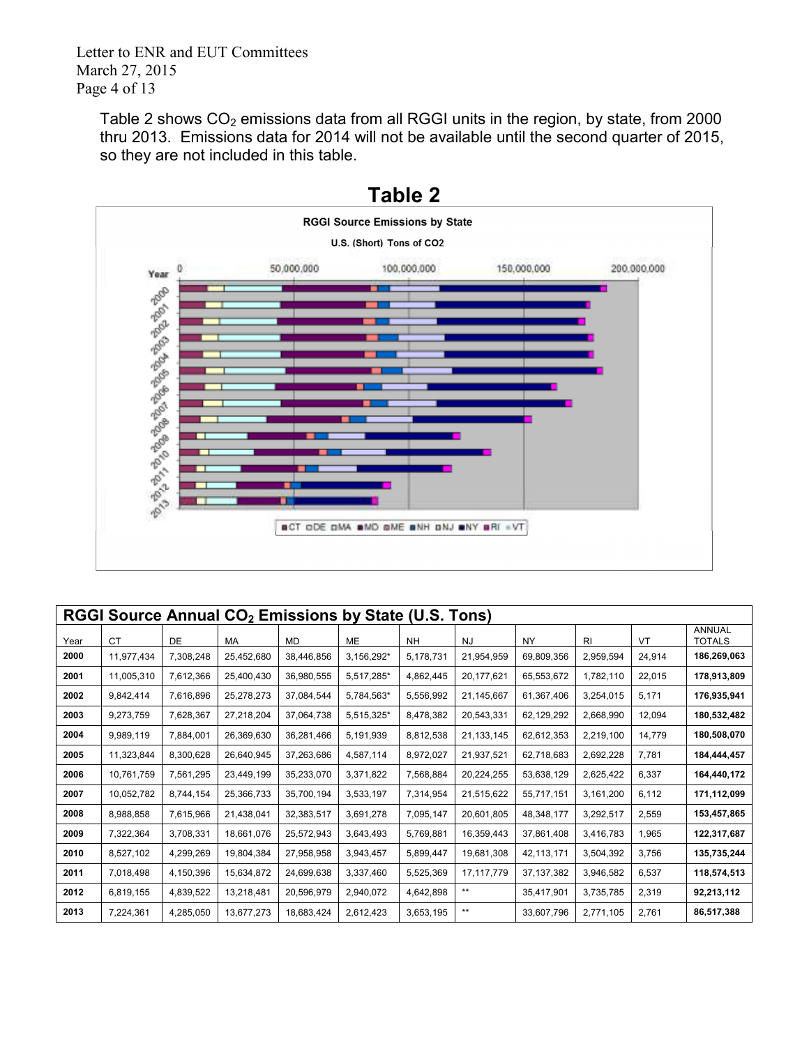Table 2 shows $CO_2$ emissions data from all RGGI units in the region, by state, from 2000 thru 2013. Emissions data for 2014 will not be available until the second quarter of 2015, so they are not included in this table.

## Table 2

**RGGI Source Emissions by State**

U.S. (Short) Tons of CO2

**RGGI Source Annual $CO_2$ Emissions by State (U.S. Tons)**

| Year | CT | DE | MA | MD | ME | NH | NJ | NY | RI | VT | ANNUAL TOTALS |
|---|---|---|---|---|---|---|---|---|---|---|---|
| **2000** | 11,977,434 | 7,308,248 | 25,452,680 | 38,446,856 | 3,156,292* | 5,178,731 | 21,954,959 | 69,809,356 | 2,959,594 | 24,914 | **186,269,063** |
| **2001** | 11,005,310 | 7,612,366 | 25,400,430 | 36,980,555 | 5,517,285* | 4,862,445 | 20,177,621 | 65,553,672 | 1,782,110 | 22,015 | **178,913,809** |
| **2002** | 9,842,414 | 7,616,896 | 25,278,273 | 37,084,544 | 5,784,563* | 5,556,992 | 21,145,667 | 61,367,406 | 3,254,015 | 5,171 | **176,935,941** |
| **2003** | 9,273,759 | 7,628,367 | 27,218,204 | 37,064,738 | 5,515,325* | 8,478,382 | 20,543,331 | 62,129,292 | 2,668,990 | 12,094 | **180,532,482** |
| **2004** | 9,989,119 | 7,884,001 | 26,369,630 | 36,281,466 | 5,191,939 | 8,812,538 | 21,133,145 | 62,612,353 | 2,219,100 | 14,779 | **180,508,070** |
| **2005** | 11,323,844 | 8,300,628 | 26,640,945 | 37,263,686 | 4,587,114 | 8,972,027 | 21,937,521 | 62,718,683 | 2,692,228 | 7,781 | **184,444,457** |
| **2006** | 10,761,759 | 7,561,295 | 23,449,199 | 35,233,070 | 3,371,822 | 7,568,884 | 20,224,255 | 53,638,129 | 2,625,422 | 6,337 | **164,440,172** |
| **2007** | 10,052,782 | 8,744,154 | 25,366,733 | 35,700,194 | 3,533,197 | 7,314,954 | 21,515,622 | 55,717,151 | 3,161,200 | 6,112 | **171,112,099** |
| **2008** | 8,988,858 | 7,615,966 | 21,438,041 | 32,383,517 | 3,691,278 | 7,095,147 | 20,601,805 | 48,348,177 | 3,292,517 | 2,559 | **153,457,865** |
| **2009** | 7,322,364 | 3,708,331 | 18,661,076 | 25,572,943 | 3,643,493 | 5,769,881 | 16,359,443 | 37,861,408 | 3,416,783 | 1,965 | **122,317,687** |
| **2010** | 8,527,102 | 4,299,269 | 19,804,384 | 27,958,958 | 3,943,457 | 5,899,447 | 19,681,308 | 42,113,171 | 3,504,392 | 3,756 | **135,735,244** |
| **2011** | 7,018,498 | 4,150,396 | 15,634,872 | 24,699,638 | 3,337,460 | 5,525,369 | 17,117,779 | 37,137,382 | 3,946,582 | 6,537 | **118,574,513** |
| **2012** | 6,819,155 | 4,839,522 | 13,218,481 | 20,596,979 | 2,940,072 | 4,642,898 | ** | 35,417,901 | 3,735,785 | 2,319 | **92,213,112** |
| **2013** | 7,224,361 | 4,285,050 | 13,677,273 | 18,683,424 | 2,612,423 | 3,653,195 | ** | 33,607,796 | 2,771,105 | 2,761 | **86,517,388** |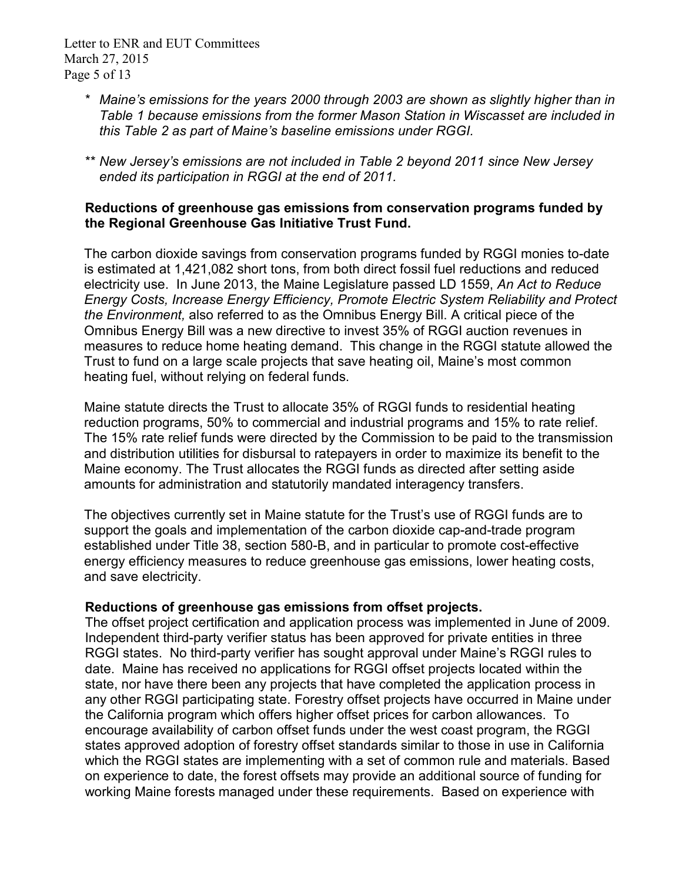\* *Maine's emissions for the years 2000 through 2003 are shown as slightly higher than in Table 1 because emissions from the former Mason Station in Wiscasset are included in this Table 2 as part of Maine's baseline emissions under RGGI.*

\*\* *New Jersey's emissions are not included in Table 2 beyond 2011 since New Jersey ended its participation in RGGI at the end of 2011.*

**Reductions of greenhouse gas emissions from conservation programs funded by the Regional Greenhouse Gas Initiative Trust Fund.**

The carbon dioxide savings from conservation programs funded by RGGI monies to-date is estimated at 1,421,082 short tons, from both direct fossil fuel reductions and reduced electricity use. In June 2013, the Maine Legislature passed LD 1559, *An Act to Reduce Energy Costs, Increase Energy Efficiency, Promote Electric System Reliability and Protect the Environment,* also referred to as the Omnibus Energy Bill. A critical piece of the Omnibus Energy Bill was a new directive to invest 35% of RGGI auction revenues in measures to reduce home heating demand. This change in the RGGI statute allowed the Trust to fund on a large scale projects that save heating oil, Maine's most common heating fuel, without relying on federal funds.

Maine statute directs the Trust to allocate 35% of RGGI funds to residential heating reduction programs, 50% to commercial and industrial programs and 15% to rate relief. The 15% rate relief funds were directed by the Commission to be paid to the transmission and distribution utilities for disbursal to ratepayers in order to maximize its benefit to the Maine economy. The Trust allocates the RGGI funds as directed after setting aside amounts for administration and statutorily mandated interagency transfers.

The objectives currently set in Maine statute for the Trust's use of RGGI funds are to support the goals and implementation of the carbon dioxide cap-and-trade program established under Title 38, section 580-B, and in particular to promote cost-effective energy efficiency measures to reduce greenhouse gas emissions, lower heating costs, and save electricity.

**Reductions of greenhouse gas emissions from offset projects.**

The offset project certification and application process was implemented in June of 2009. Independent third-party verifier status has been approved for private entities in three RGGI states. No third-party verifier has sought approval under Maine's RGGI rules to date. Maine has received no applications for RGGI offset projects located within the state, nor have there been any projects that have completed the application process in any other RGGI participating state. Forestry offset projects have occurred in Maine under the California program which offers higher offset prices for carbon allowances. To encourage availability of carbon offset funds under the west coast program, the RGGI states approved adoption of forestry offset standards similar to those in use in California which the RGGI states are implementing with a set of common rule and materials. Based on experience to date, the forest offsets may provide an additional source of funding for working Maine forests managed under these requirements. Based on experience with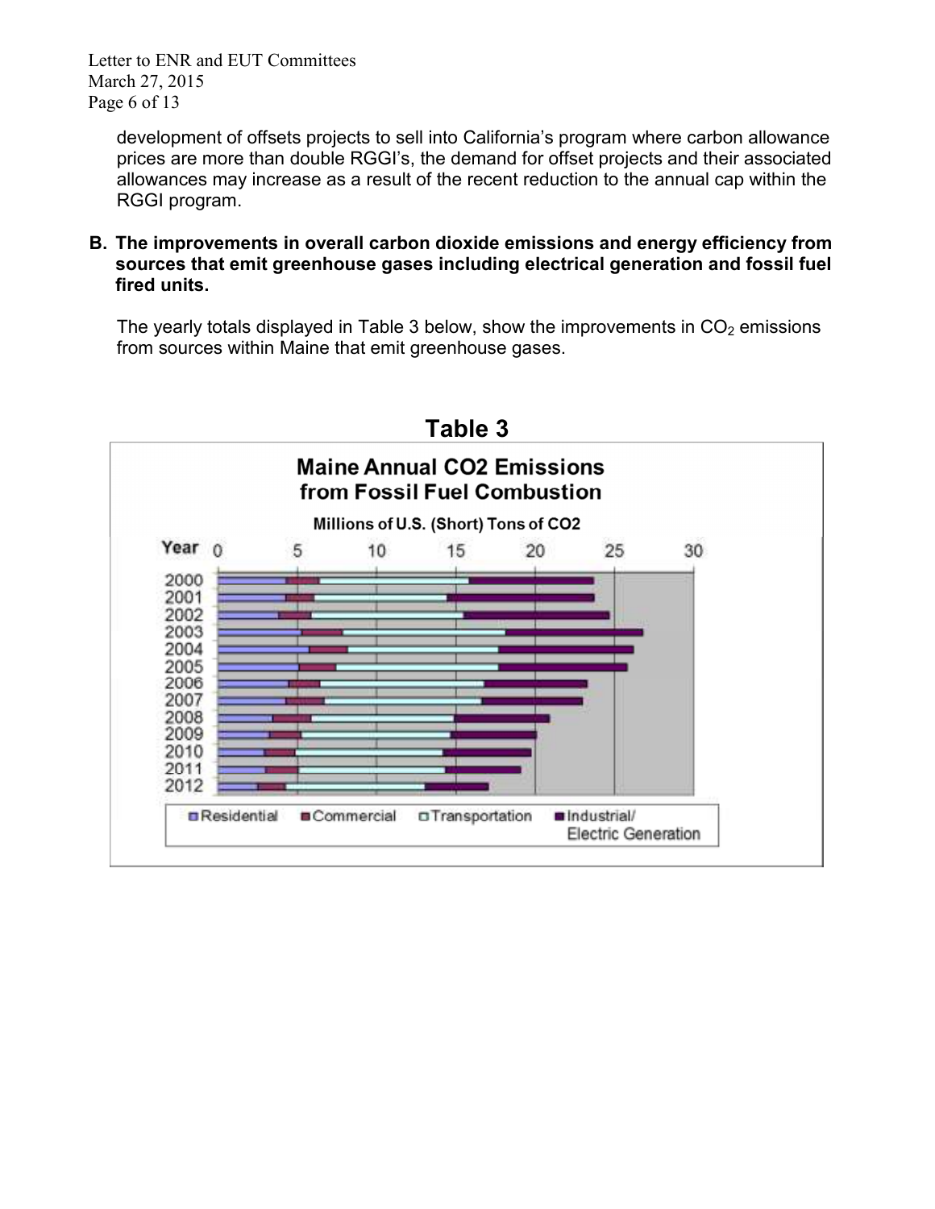development of offsets projects to sell into California's program where carbon allowance prices are more than double RGGI's, the demand for offset projects and their associated allowances may increase as a result of the recent reduction to the annual cap within the RGGI program.

**B. The improvements in overall carbon dioxide emissions and energy efficiency from sources that emit greenhouse gases including electrical generation and fossil fuel fired units.**

The yearly totals displayed in Table 3 below, show the improvements in $CO_2$ emissions from sources within Maine that emit greenhouse gases.

## Table 3

**Maine Annual CO2 Emissions from Fossil Fuel Combustion**

**Millions of U.S. (Short) Tons of CO2**

Year: 2000, 2001, 2002, 2003, 2004, 2005, 2006, 2007, 2008, 2009, 2010, 2011, 2012

Axis: 0, 5, 10, 15, 20, 25, 30

Legend: Residential, Commercial, Transportation, Industrial/Electric Generation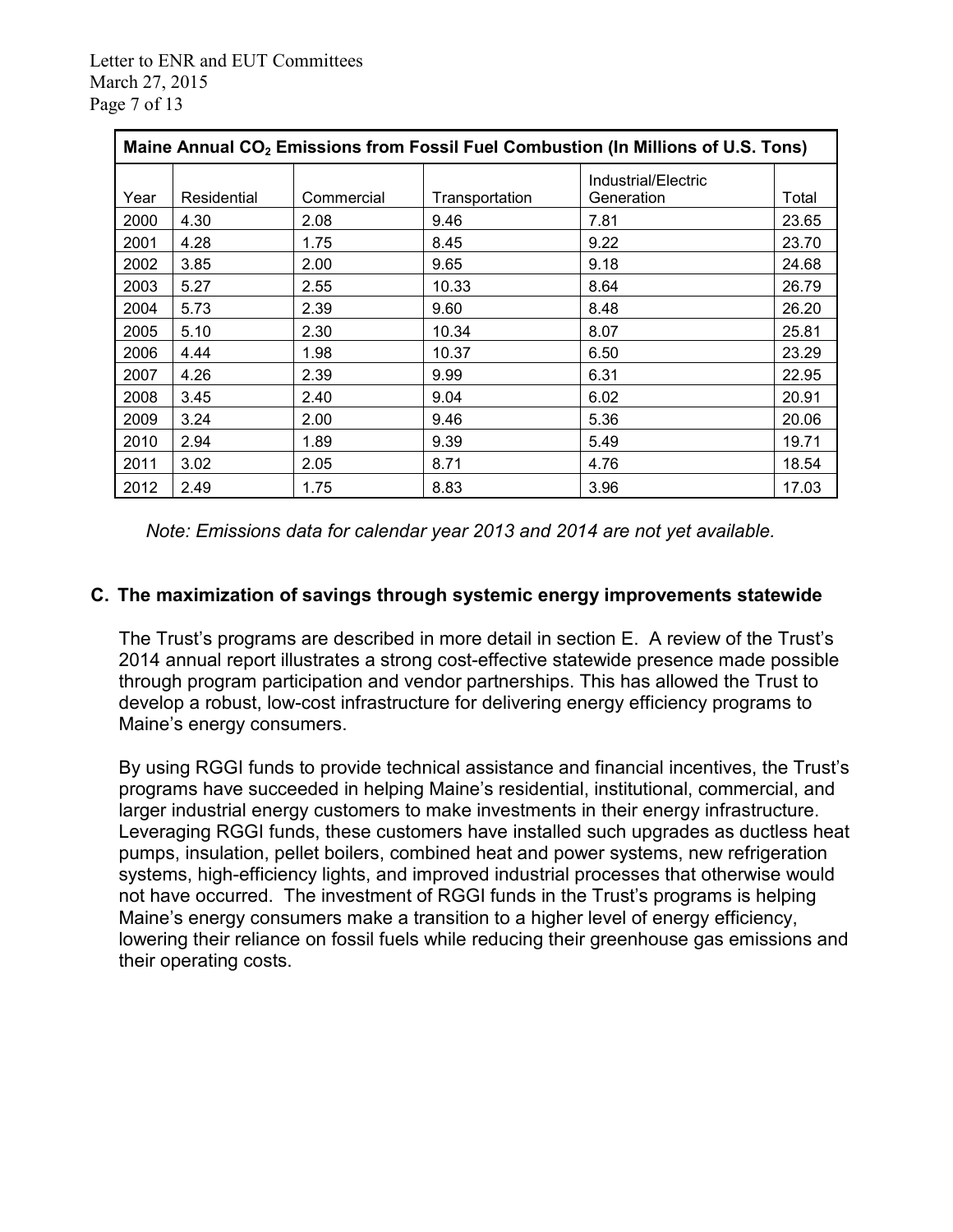| Maine Annual $CO_2$ Emissions from Fossil Fuel Combustion (In Millions of U.S. Tons) | | | | | |
|---|---|---|---|---|---|
| Year | Residential | Commercial | Transportation | Industrial/Electric Generation | Total |
| 2000 | 4.30 | 2.08 | 9.46 | 7.81 | 23.65 |
| 2001 | 4.28 | 1.75 | 8.45 | 9.22 | 23.70 |
| 2002 | 3.85 | 2.00 | 9.65 | 9.18 | 24.68 |
| 2003 | 5.27 | 2.55 | 10.33 | 8.64 | 26.79 |
| 2004 | 5.73 | 2.39 | 9.60 | 8.48 | 26.20 |
| 2005 | 5.10 | 2.30 | 10.34 | 8.07 | 25.81 |
| 2006 | 4.44 | 1.98 | 10.37 | 6.50 | 23.29 |
| 2007 | 4.26 | 2.39 | 9.99 | 6.31 | 22.95 |
| 2008 | 3.45 | 2.40 | 9.04 | 6.02 | 20.91 |
| 2009 | 3.24 | 2.00 | 9.46 | 5.36 | 20.06 |
| 2010 | 2.94 | 1.89 | 9.39 | 5.49 | 19.71 |
| 2011 | 3.02 | 2.05 | 8.71 | 4.76 | 18.54 |
| 2012 | 2.49 | 1.75 | 8.83 | 3.96 | 17.03 |

*Note: Emissions data for calendar year 2013 and 2014 are not yet available.*

## C. The maximization of savings through systemic energy improvements statewide

The Trust's programs are described in more detail in section E. A review of the Trust's 2014 annual report illustrates a strong cost-effective statewide presence made possible through program participation and vendor partnerships. This has allowed the Trust to develop a robust, low-cost infrastructure for delivering energy efficiency programs to Maine's energy consumers.

By using RGGI funds to provide technical assistance and financial incentives, the Trust's programs have succeeded in helping Maine's residential, institutional, commercial, and larger industrial energy customers to make investments in their energy infrastructure. Leveraging RGGI funds, these customers have installed such upgrades as ductless heat pumps, insulation, pellet boilers, combined heat and power systems, new refrigeration systems, high-efficiency lights, and improved industrial processes that otherwise would not have occurred. The investment of RGGI funds in the Trust's programs is helping Maine's energy consumers make a transition to a higher level of energy efficiency, lowering their reliance on fossil fuels while reducing their greenhouse gas emissions and their operating costs.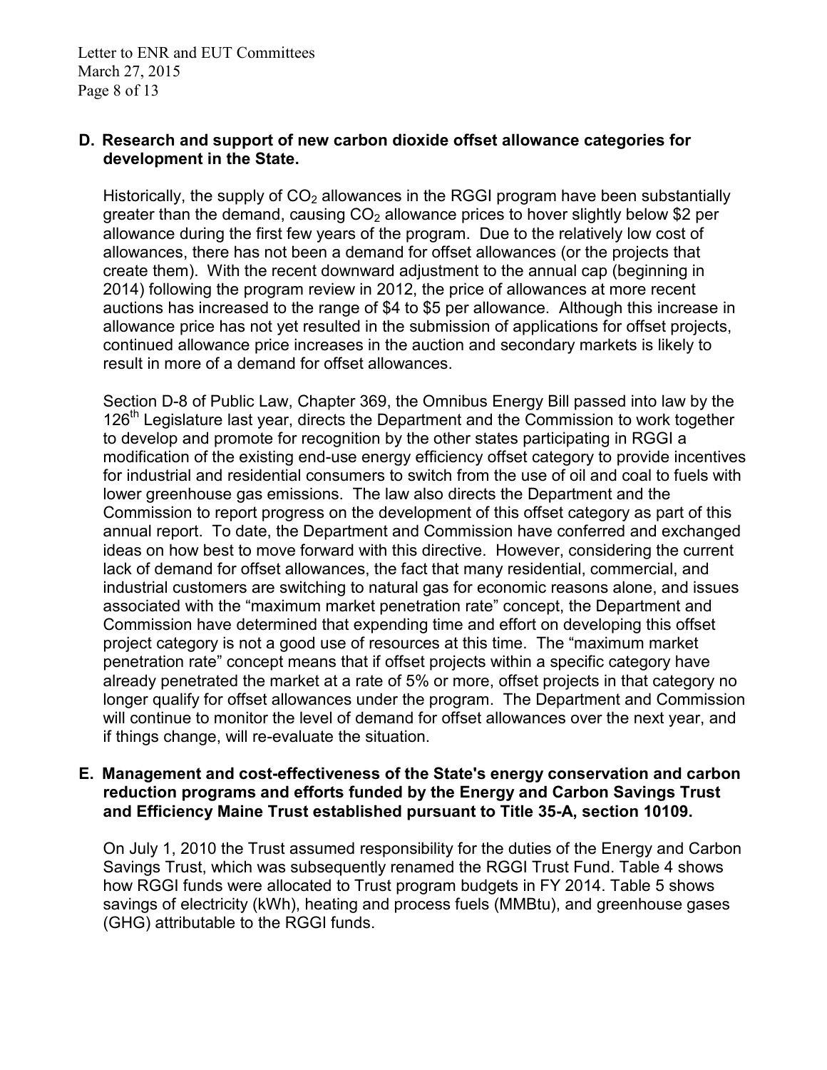### D. Research and support of new carbon dioxide offset allowance categories for development in the State.

Historically, the supply of $CO_2$ allowances in the RGGI program have been substantially greater than the demand, causing $CO_2$ allowance prices to hover slightly below $2 per allowance during the first few years of the program. Due to the relatively low cost of allowances, there has not been a demand for offset allowances (or the projects that create them). With the recent downward adjustment to the annual cap (beginning in 2014) following the program review in 2012, the price of allowances at more recent auctions has increased to the range of $4 to $5 per allowance. Although this increase in allowance price has not yet resulted in the submission of applications for offset projects, continued allowance price increases in the auction and secondary markets is likely to result in more of a demand for offset allowances.

Section D-8 of Public Law, Chapter 369, the Omnibus Energy Bill passed into law by the 126th Legislature last year, directs the Department and the Commission to work together to develop and promote for recognition by the other states participating in RGGI a modification of the existing end-use energy efficiency offset category to provide incentives for industrial and residential consumers to switch from the use of oil and coal to fuels with lower greenhouse gas emissions. The law also directs the Department and the Commission to report progress on the development of this offset category as part of this annual report. To date, the Department and Commission have conferred and exchanged ideas on how best to move forward with this directive. However, considering the current lack of demand for offset allowances, the fact that many residential, commercial, and industrial customers are switching to natural gas for economic reasons alone, and issues associated with the "maximum market penetration rate" concept, the Department and Commission have determined that expending time and effort on developing this offset project category is not a good use of resources at this time. The "maximum market penetration rate" concept means that if offset projects within a specific category have already penetrated the market at a rate of 5% or more, offset projects in that category no longer qualify for offset allowances under the program. The Department and Commission will continue to monitor the level of demand for offset allowances over the next year, and if things change, will re-evaluate the situation.

### E. Management and cost-effectiveness of the State's energy conservation and carbon reduction programs and efforts funded by the Energy and Carbon Savings Trust and Efficiency Maine Trust established pursuant to Title 35-A, section 10109.

On July 1, 2010 the Trust assumed responsibility for the duties of the Energy and Carbon Savings Trust, which was subsequently renamed the RGGI Trust Fund. Table 4 shows how RGGI funds were allocated to Trust program budgets in FY 2014. Table 5 shows savings of electricity (kWh), heating and process fuels (MMBtu), and greenhouse gases (GHG) attributable to the RGGI funds.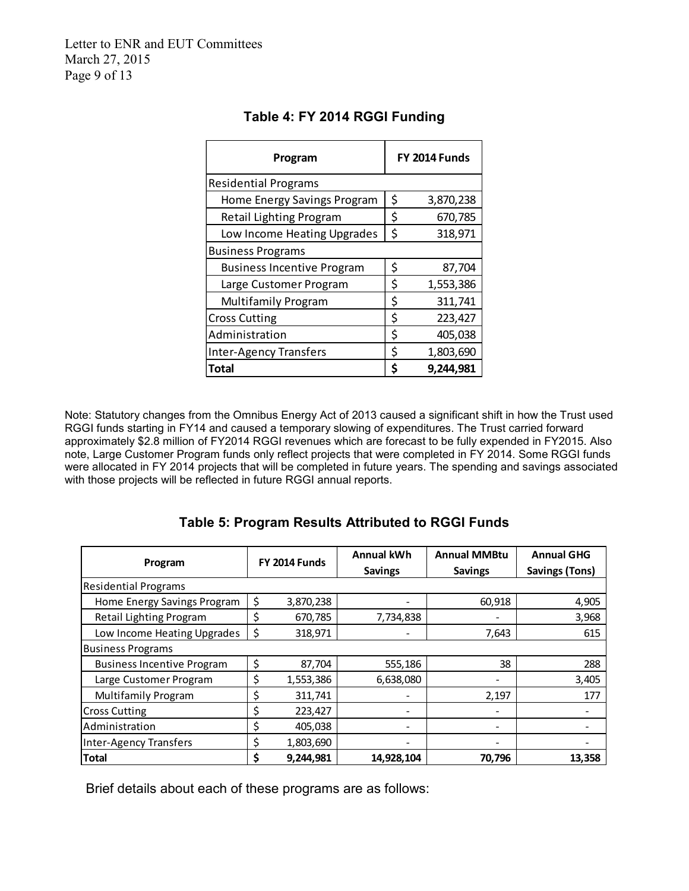### Table 4: FY 2014 RGGI Funding

| Program | FY 2014 Funds |
|---|---|
| Residential Programs | |
| Home Energy Savings Program | $ 3,870,238 |
| Retail Lighting Program | $ 670,785 |
| Low Income Heating Upgrades | $ 318,971 |
| Business Programs | |
| Business Incentive Program | $ 87,704 |
| Large Customer Program | $ 1,553,386 |
| Multifamily Program | $ 311,741 |
| Cross Cutting | $ 223,427 |
| Administration | $ 405,038 |
| Inter-Agency Transfers | $ 1,803,690 |
| **Total** | **$ 9,244,981** |

Note: Statutory changes from the Omnibus Energy Act of 2013 caused a significant shift in how the Trust used RGGI funds starting in FY14 and caused a temporary slowing of expenditures. The Trust carried forward approximately $2.8 million of FY2014 RGGI revenues which are forecast to be fully expended in FY2015. Also note, Large Customer Program funds only reflect projects that were completed in FY 2014. Some RGGI funds were allocated in FY 2014 projects that will be completed in future years. The spending and savings associated with those projects will be reflected in future RGGI annual reports.

### Table 5: Program Results Attributed to RGGI Funds

| Program | FY 2014 Funds | Annual kWh Savings | Annual MMBtu Savings | Annual GHG Savings (Tons) |
|---|---|---|---|---|
| Residential Programs | | | | |
| Home Energy Savings Program | $ 3,870,238 | - | 60,918 | 4,905 |
| Retail Lighting Program | $ 670,785 | 7,734,838 | - | 3,968 |
| Low Income Heating Upgrades | $ 318,971 | - | 7,643 | 615 |
| Business Programs | | | | |
| Business Incentive Program | $ 87,704 | 555,186 | 38 | 288 |
| Large Customer Program | $ 1,553,386 | 6,638,080 | - | 3,405 |
| Multifamily Program | $ 311,741 | - | 2,197 | 177 |
| Cross Cutting | $ 223,427 | - | - | - |
| Administration | $ 405,038 | - | - | - |
| Inter-Agency Transfers | $ 1,803,690 | - | - | - |
| **Total** | **$ 9,244,981** | **14,928,104** | **70,796** | **13,358** |

Brief details about each of these programs are as follows: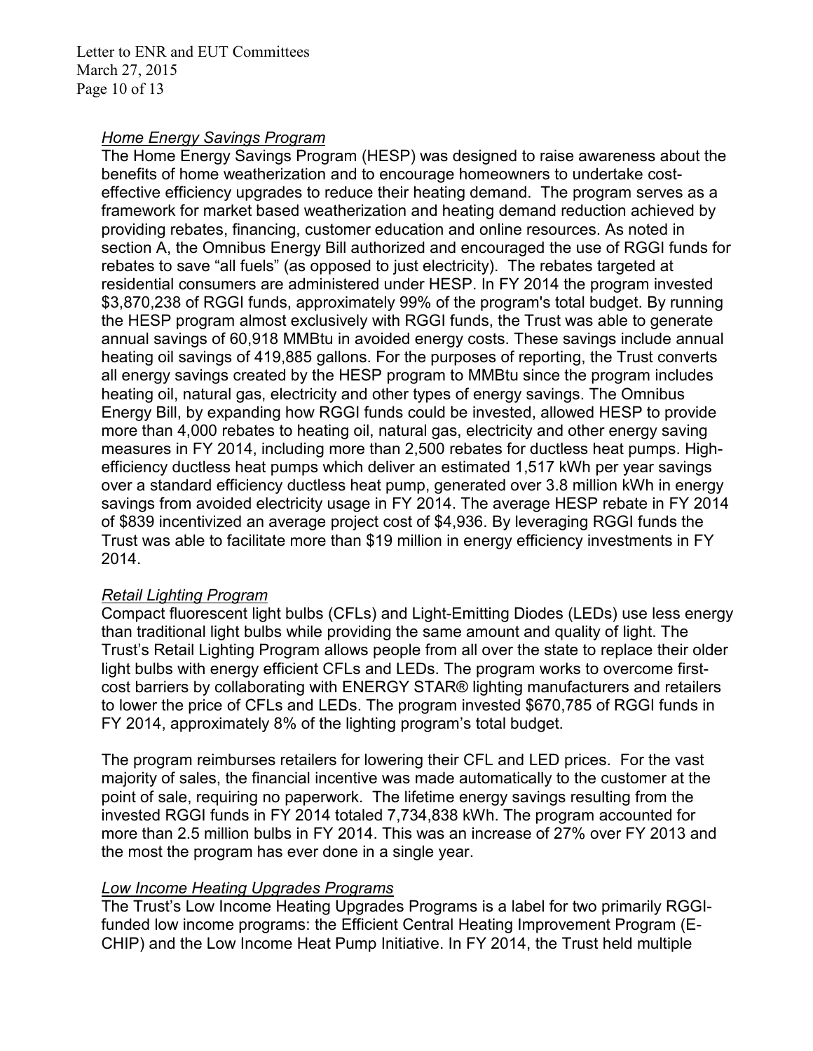*Home Energy Savings Program*

The Home Energy Savings Program (HESP) was designed to raise awareness about the benefits of home weatherization and to encourage homeowners to undertake cost-effective efficiency upgrades to reduce their heating demand. The program serves as a framework for market based weatherization and heating demand reduction achieved by providing rebates, financing, customer education and online resources. As noted in section A, the Omnibus Energy Bill authorized and encouraged the use of RGGI funds for rebates to save "all fuels" (as opposed to just electricity). The rebates targeted at residential consumers are administered under HESP. In FY 2014 the program invested $3,870,238 of RGGI funds, approximately 99% of the program's total budget. By running the HESP program almost exclusively with RGGI funds, the Trust was able to generate annual savings of 60,918 MMBtu in avoided energy costs. These savings include annual heating oil savings of 419,885 gallons. For the purposes of reporting, the Trust converts all energy savings created by the HESP program to MMBtu since the program includes heating oil, natural gas, electricity and other types of energy savings. The Omnibus Energy Bill, by expanding how RGGI funds could be invested, allowed HESP to provide more than 4,000 rebates to heating oil, natural gas, electricity and other energy saving measures in FY 2014, including more than 2,500 rebates for ductless heat pumps. High-efficiency ductless heat pumps which deliver an estimated 1,517 kWh per year savings over a standard efficiency ductless heat pump, generated over 3.8 million kWh in energy savings from avoided electricity usage in FY 2014. The average HESP rebate in FY 2014 of $839 incentivized an average project cost of $4,936. By leveraging RGGI funds the Trust was able to facilitate more than $19 million in energy efficiency investments in FY 2014.

*Retail Lighting Program*

Compact fluorescent light bulbs (CFLs) and Light-Emitting Diodes (LEDs) use less energy than traditional light bulbs while providing the same amount and quality of light. The Trust's Retail Lighting Program allows people from all over the state to replace their older light bulbs with energy efficient CFLs and LEDs. The program works to overcome first-cost barriers by collaborating with ENERGY STAR® lighting manufacturers and retailers to lower the price of CFLs and LEDs. The program invested $670,785 of RGGI funds in FY 2014, approximately 8% of the lighting program's total budget.

The program reimburses retailers for lowering their CFL and LED prices. For the vast majority of sales, the financial incentive was made automatically to the customer at the point of sale, requiring no paperwork. The lifetime energy savings resulting from the invested RGGI funds in FY 2014 totaled 7,734,838 kWh. The program accounted for more than 2.5 million bulbs in FY 2014. This was an increase of 27% over FY 2013 and the most the program has ever done in a single year.

*Low Income Heating Upgrades Programs*

The Trust's Low Income Heating Upgrades Programs is a label for two primarily RGGI-funded low income programs: the Efficient Central Heating Improvement Program (E-CHIP) and the Low Income Heat Pump Initiative. In FY 2014, the Trust held multiple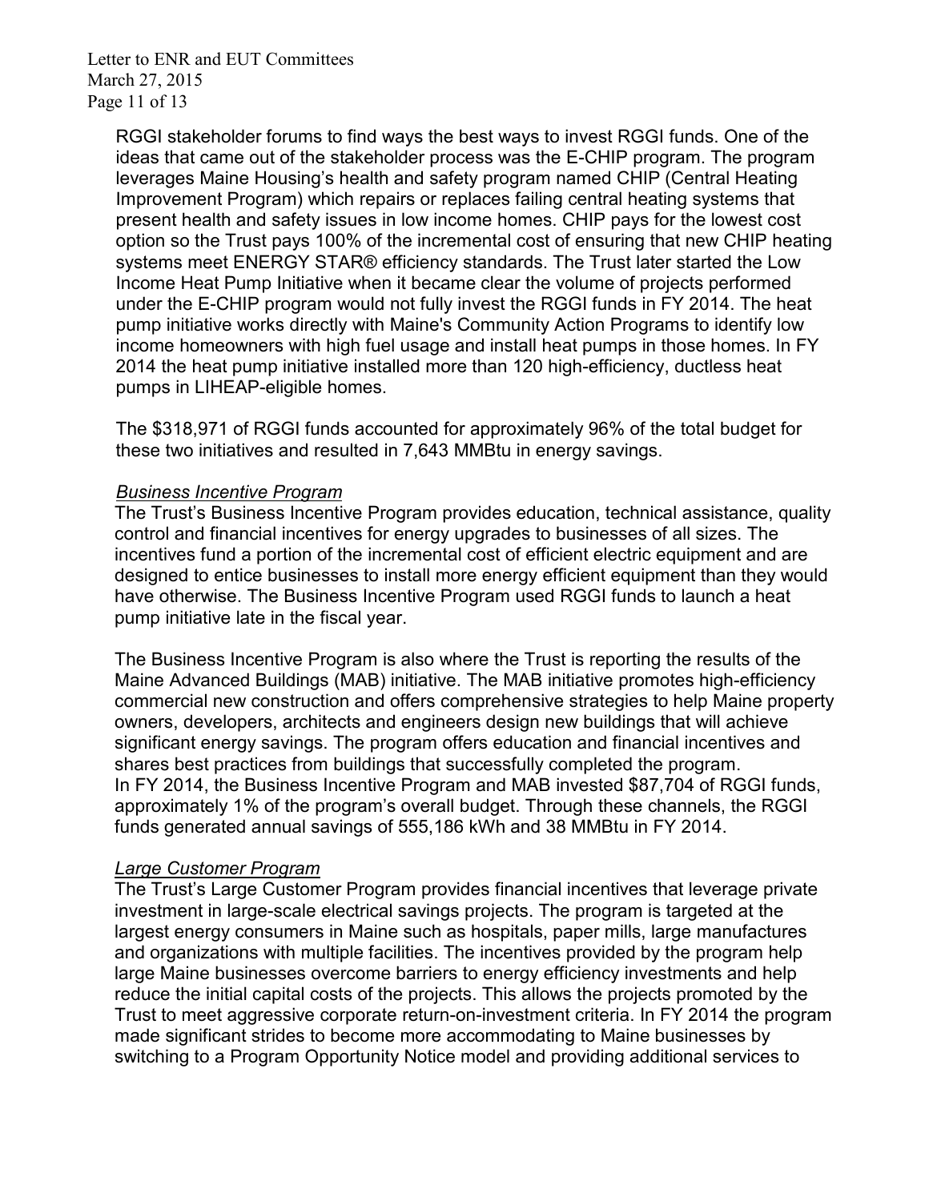RGGI stakeholder forums to find ways the best ways to invest RGGI funds. One of the ideas that came out of the stakeholder process was the E-CHIP program. The program leverages Maine Housing's health and safety program named CHIP (Central Heating Improvement Program) which repairs or replaces failing central heating systems that present health and safety issues in low income homes. CHIP pays for the lowest cost option so the Trust pays 100% of the incremental cost of ensuring that new CHIP heating systems meet ENERGY STAR® efficiency standards. The Trust later started the Low Income Heat Pump Initiative when it became clear the volume of projects performed under the E-CHIP program would not fully invest the RGGI funds in FY 2014. The heat pump initiative works directly with Maine's Community Action Programs to identify low income homeowners with high fuel usage and install heat pumps in those homes. In FY 2014 the heat pump initiative installed more than 120 high-efficiency, ductless heat pumps in LIHEAP-eligible homes.

The $318,971 of RGGI funds accounted for approximately 96% of the total budget for these two initiatives and resulted in 7,643 MMBtu in energy savings.

*Business Incentive Program*

The Trust's Business Incentive Program provides education, technical assistance, quality control and financial incentives for energy upgrades to businesses of all sizes. The incentives fund a portion of the incremental cost of efficient electric equipment and are designed to entice businesses to install more energy efficient equipment than they would have otherwise. The Business Incentive Program used RGGI funds to launch a heat pump initiative late in the fiscal year.

The Business Incentive Program is also where the Trust is reporting the results of the Maine Advanced Buildings (MAB) initiative. The MAB initiative promotes high-efficiency commercial new construction and offers comprehensive strategies to help Maine property owners, developers, architects and engineers design new buildings that will achieve significant energy savings. The program offers education and financial incentives and shares best practices from buildings that successfully completed the program. In FY 2014, the Business Incentive Program and MAB invested $87,704 of RGGI funds, approximately 1% of the program's overall budget. Through these channels, the RGGI funds generated annual savings of 555,186 kWh and 38 MMBtu in FY 2014.

*Large Customer Program*

The Trust's Large Customer Program provides financial incentives that leverage private investment in large-scale electrical savings projects. The program is targeted at the largest energy consumers in Maine such as hospitals, paper mills, large manufactures and organizations with multiple facilities. The incentives provided by the program help large Maine businesses overcome barriers to energy efficiency investments and help reduce the initial capital costs of the projects. This allows the projects promoted by the Trust to meet aggressive corporate return-on-investment criteria. In FY 2014 the program made significant strides to become more accommodating to Maine businesses by switching to a Program Opportunity Notice model and providing additional services to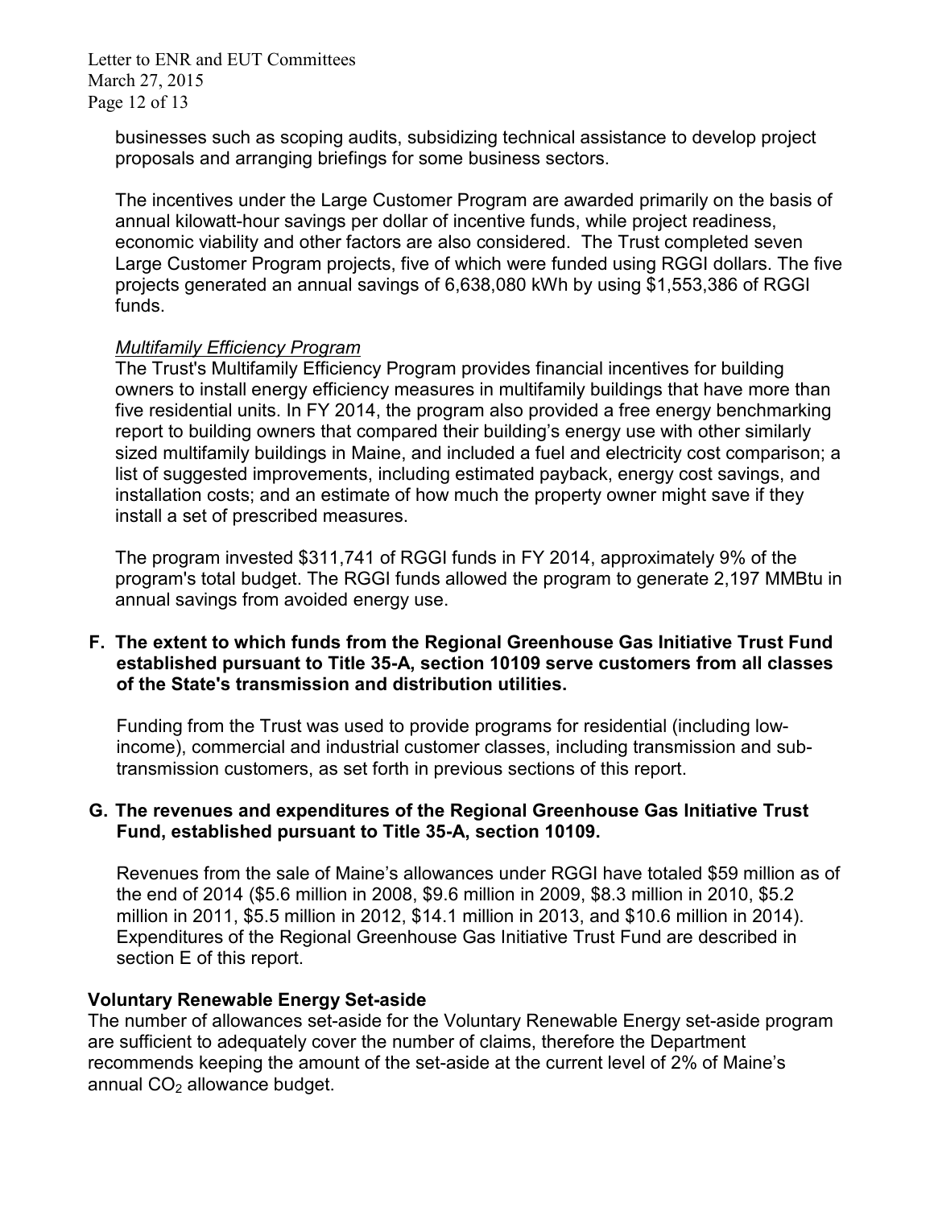businesses such as scoping audits, subsidizing technical assistance to develop project proposals and arranging briefings for some business sectors.

The incentives under the Large Customer Program are awarded primarily on the basis of annual kilowatt-hour savings per dollar of incentive funds, while project readiness, economic viability and other factors are also considered. The Trust completed seven Large Customer Program projects, five of which were funded using RGGI dollars. The five projects generated an annual savings of 6,638,080 kWh by using $1,553,386 of RGGI funds.

*Multifamily Efficiency Program*

The Trust's Multifamily Efficiency Program provides financial incentives for building owners to install energy efficiency measures in multifamily buildings that have more than five residential units. In FY 2014, the program also provided a free energy benchmarking report to building owners that compared their building's energy use with other similarly sized multifamily buildings in Maine, and included a fuel and electricity cost comparison; a list of suggested improvements, including estimated payback, energy cost savings, and installation costs; and an estimate of how much the property owner might save if they install a set of prescribed measures.

The program invested $311,741 of RGGI funds in FY 2014, approximately 9% of the program's total budget. The RGGI funds allowed the program to generate 2,197 MMBtu in annual savings from avoided energy use.

**F. The extent to which funds from the Regional Greenhouse Gas Initiative Trust Fund established pursuant to Title 35-A, section 10109 serve customers from all classes of the State's transmission and distribution utilities.**

Funding from the Trust was used to provide programs for residential (including low-income), commercial and industrial customer classes, including transmission and sub-transmission customers, as set forth in previous sections of this report.

**G. The revenues and expenditures of the Regional Greenhouse Gas Initiative Trust Fund, established pursuant to Title 35-A, section 10109.**

Revenues from the sale of Maine's allowances under RGGI have totaled $59 million as of the end of 2014 ($5.6 million in 2008, $9.6 million in 2009, $8.3 million in 2010, $5.2 million in 2011, $5.5 million in 2012, $14.1 million in 2013, and $10.6 million in 2014). Expenditures of the Regional Greenhouse Gas Initiative Trust Fund are described in section E of this report.

**Voluntary Renewable Energy Set-aside**

The number of allowances set-aside for the Voluntary Renewable Energy set-aside program are sufficient to adequately cover the number of claims, therefore the Department recommends keeping the amount of the set-aside at the current level of 2% of Maine's annual $CO_2$ allowance budget.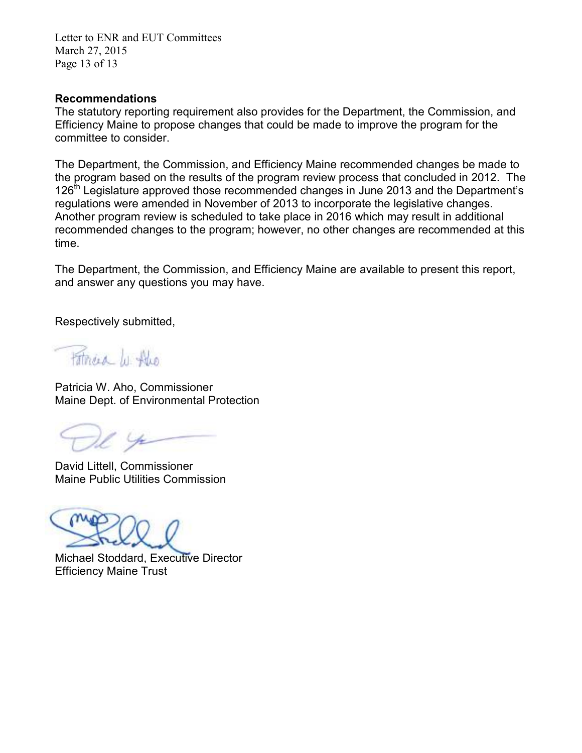### Recommendations

The statutory reporting requirement also provides for the Department, the Commission, and Efficiency Maine to propose changes that could be made to improve the program for the committee to consider.

The Department, the Commission, and Efficiency Maine recommended changes be made to the program based on the results of the program review process that concluded in 2012. The 126th Legislature approved those recommended changes in June 2013 and the Department's regulations were amended in November of 2013 to incorporate the legislative changes. Another program review is scheduled to take place in 2016 which may result in additional recommended changes to the program; however, no other changes are recommended at this time.

The Department, the Commission, and Efficiency Maine are available to present this report, and answer any questions you may have.

Respectively submitted,

Patricia W. Aho, Commissioner
Maine Dept. of Environmental Protection

David Littell, Commissioner
Maine Public Utilities Commission

Michael Stoddard, Executive Director
Efficiency Maine Trust